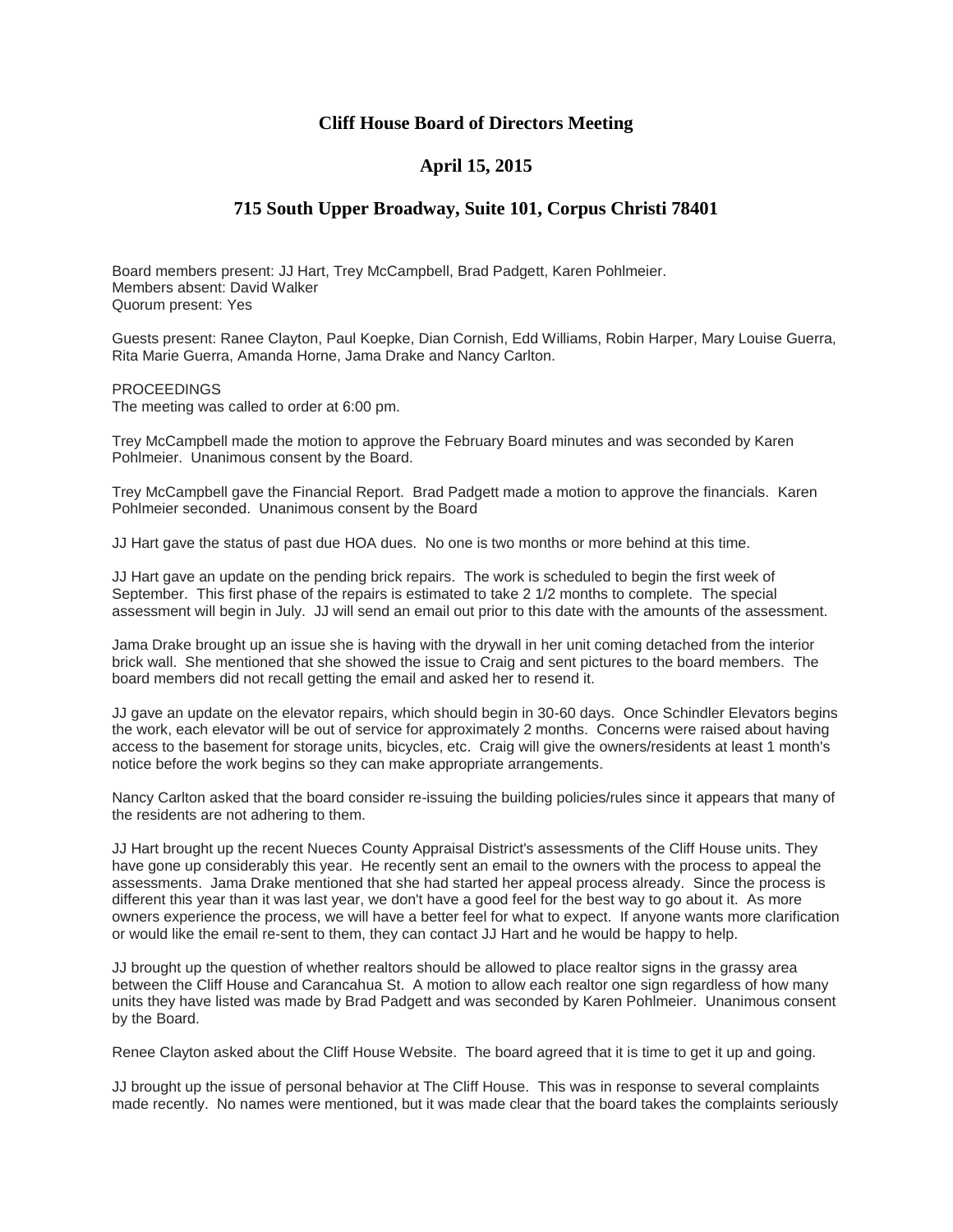# Cliff House Board of Directors Meeting

## April 15, 2015

## 715 South Upper Broadway, Suite 101, Corpus Christi 78401

Board members present: JJ Hart, Trey McCampbell, Brad Padgett, Karen Pohlmeier.
Members absent: David Walker
Quorum present: Yes

Guests present: Ranee Clayton, Paul Koepke, Dian Cornish, Edd Williams, Robin Harper, Mary Louise Guerra, Rita Marie Guerra, Amanda Horne, Jama Drake and Nancy Carlton.

PROCEEDINGS
The meeting was called to order at 6:00 pm.

Trey McCampbell made the motion to approve the February Board minutes and was seconded by Karen Pohlmeier. Unanimous consent by the Board.

Trey McCampbell gave the Financial Report. Brad Padgett made a motion to approve the financials. Karen Pohlmeier seconded. Unanimous consent by the Board

JJ Hart gave the status of past due HOA dues. No one is two months or more behind at this time.

JJ Hart gave an update on the pending brick repairs. The work is scheduled to begin the first week of September. This first phase of the repairs is estimated to take 2 1/2 months to complete. The special assessment will begin in July. JJ will send an email out prior to this date with the amounts of the assessment.

Jama Drake brought up an issue she is having with the drywall in her unit coming detached from the interior brick wall. She mentioned that she showed the issue to Craig and sent pictures to the board members. The board members did not recall getting the email and asked her to resend it.

JJ gave an update on the elevator repairs, which should begin in 30-60 days. Once Schindler Elevators begins the work, each elevator will be out of service for approximately 2 months. Concerns were raised about having access to the basement for storage units, bicycles, etc. Craig will give the owners/residents at least 1 month's notice before the work begins so they can make appropriate arrangements.

Nancy Carlton asked that the board consider re-issuing the building policies/rules since it appears that many of the residents are not adhering to them.

JJ Hart brought up the recent Nueces County Appraisal District's assessments of the Cliff House units. They have gone up considerably this year. He recently sent an email to the owners with the process to appeal the assessments. Jama Drake mentioned that she had started her appeal process already. Since the process is different this year than it was last year, we don't have a good feel for the best way to go about it. As more owners experience the process, we will have a better feel for what to expect. If anyone wants more clarification or would like the email re-sent to them, they can contact JJ Hart and he would be happy to help.

JJ brought up the question of whether realtors should be allowed to place realtor signs in the grassy area between the Cliff House and Carancahua St. A motion to allow each realtor one sign regardless of how many units they have listed was made by Brad Padgett and was seconded by Karen Pohlmeier. Unanimous consent by the Board.

Renee Clayton asked about the Cliff House Website. The board agreed that it is time to get it up and going.

JJ brought up the issue of personal behavior at The Cliff House. This was in response to several complaints made recently. No names were mentioned, but it was made clear that the board takes the complaints seriously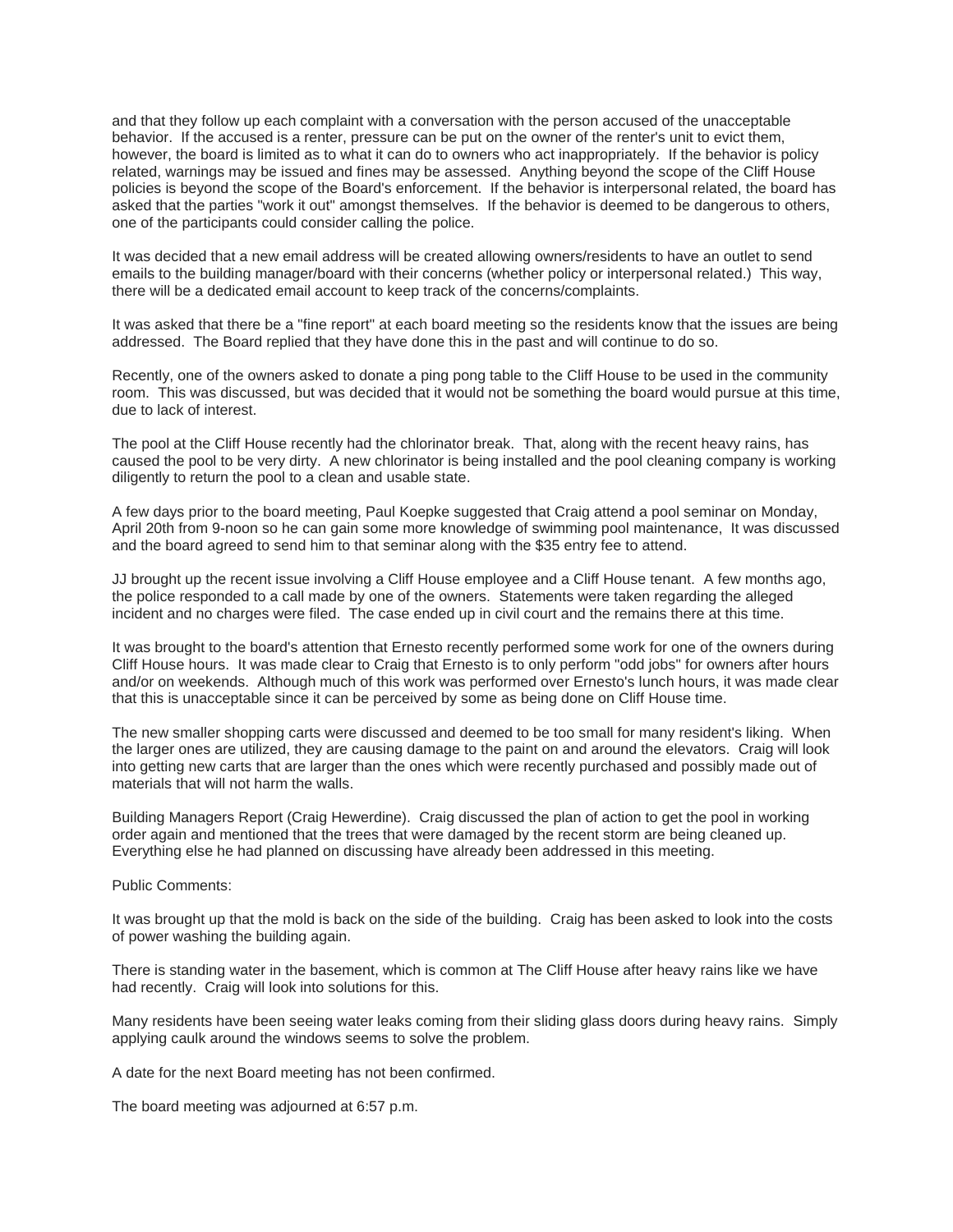and that they follow up each complaint with a conversation with the person accused of the unacceptable behavior. If the accused is a renter, pressure can be put on the owner of the renter's unit to evict them, however, the board is limited as to what it can do to owners who act inappropriately. If the behavior is policy related, warnings may be issued and fines may be assessed. Anything beyond the scope of the Cliff House policies is beyond the scope of the Board's enforcement. If the behavior is interpersonal related, the board has asked that the parties "work it out" amongst themselves. If the behavior is deemed to be dangerous to others, one of the participants could consider calling the police.

It was decided that a new email address will be created allowing owners/residents to have an outlet to send emails to the building manager/board with their concerns (whether policy or interpersonal related.) This way, there will be a dedicated email account to keep track of the concerns/complaints.

It was asked that there be a "fine report" at each board meeting so the residents know that the issues are being addressed. The Board replied that they have done this in the past and will continue to do so.

Recently, one of the owners asked to donate a ping pong table to the Cliff House to be used in the community room. This was discussed, but was decided that it would not be something the board would pursue at this time, due to lack of interest.

The pool at the Cliff House recently had the chlorinator break. That, along with the recent heavy rains, has caused the pool to be very dirty. A new chlorinator is being installed and the pool cleaning company is working diligently to return the pool to a clean and usable state.

A few days prior to the board meeting, Paul Koepke suggested that Craig attend a pool seminar on Monday, April 20th from 9-noon so he can gain some more knowledge of swimming pool maintenance, It was discussed and the board agreed to send him to that seminar along with the $35 entry fee to attend.

JJ brought up the recent issue involving a Cliff House employee and a Cliff House tenant. A few months ago, the police responded to a call made by one of the owners. Statements were taken regarding the alleged incident and no charges were filed. The case ended up in civil court and the remains there at this time.

It was brought to the board's attention that Ernesto recently performed some work for one of the owners during Cliff House hours. It was made clear to Craig that Ernesto is to only perform "odd jobs" for owners after hours and/or on weekends. Although much of this work was performed over Ernesto's lunch hours, it was made clear that this is unacceptable since it can be perceived by some as being done on Cliff House time.

The new smaller shopping carts were discussed and deemed to be too small for many resident's liking. When the larger ones are utilized, they are causing damage to the paint on and around the elevators. Craig will look into getting new carts that are larger than the ones which were recently purchased and possibly made out of materials that will not harm the walls.

Building Managers Report (Craig Hewerdine). Craig discussed the plan of action to get the pool in working order again and mentioned that the trees that were damaged by the recent storm are being cleaned up. Everything else he had planned on discussing have already been addressed in this meeting.

Public Comments:

It was brought up that the mold is back on the side of the building. Craig has been asked to look into the costs of power washing the building again.

There is standing water in the basement, which is common at The Cliff House after heavy rains like we have had recently. Craig will look into solutions for this.

Many residents have been seeing water leaks coming from their sliding glass doors during heavy rains. Simply applying caulk around the windows seems to solve the problem.

A date for the next Board meeting has not been confirmed.

The board meeting was adjourned at 6:57 p.m.